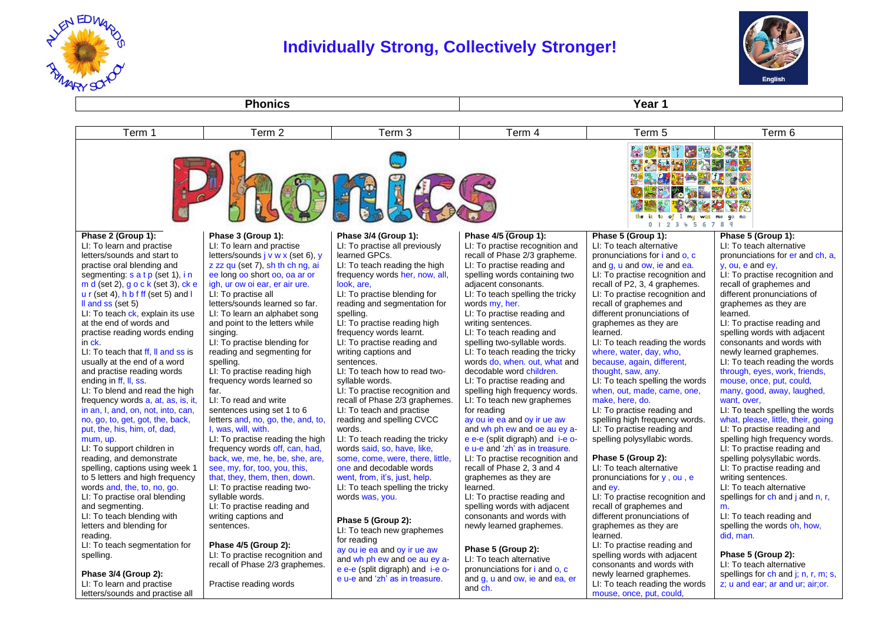# Individually Strong, Collectively Stronger!

| Phonics | Year 1 |
|---|---|

| Term 1 | Term 2 | Term 3 | Term 4 | Term 5 | Term 6 |
|---|---|---|---|---|---|
| **Phase 2 (Group 1):**<br>LI: To learn and practise letters/sounds and start to practise oral blending and segmenting: s a t p (set 1), i n m d (set 2), g o c k (set 3), ck e u r (set 4), h b f ff (set 5) and l ll and ss (set 5)<br>LI: To teach ck, explain its use at the end of words and practise reading words ending in ck.<br>LI: To teach that ff, ll and ss is usually at the end of a word and practise reading words ending in ff, ll, ss.<br>LI: To blend and read the high frequency words a, at, as, is, it, in an, I, and, on, not, into, can, no, go, to, get, got, the, back, put, the, his, him, of, dad, mum, up.<br>LI: To support children in reading, and demonstrate spelling, captions using week 1 to 5 letters and high frequency words and, the, to, no, go.<br>LI: To practise oral blending and segmenting.<br>LI: To teach blending with letters and blending for reading.<br>LI: To teach segmentation for spelling.<br><br>**Phase 3/4 (Group 2):**<br>LI: To learn and practise letters/sounds and practise all | **Phase 3 (Group 1):**<br>LI: To learn and practise letters/sounds j v w x (set 6), y z zz qu (set 7), sh th ch ng, ai ee long oo short oo, oa ar or igh, ur ow oi ear, er air ure.<br>LI: To practise all letters/sounds learned so far.<br>LI: To learn an alphabet song and point to the letters while singing.<br>LI: To practise blending for reading and segmenting for spelling.<br>LI: To practise reading high frequency words learned so far.<br>LI: To read and write sentences using set 1 to 6 letters and, no, go, the, and, to, I, was, will, with.<br>LI: To practise reading the high frequency words off, can, had, back, we, me, he, be, she, are, see, my, for, too, you, this, that, they, them, then, down.<br>LI: To practise reading two-syllable words.<br>LI: To practise reading and writing captions and sentences.<br><br>**Phase 4/5 (Group 2):**<br>LI: To practise recognition and recall of Phase 2/3 graphemes.<br><br>Practise reading words | **Phase 3/4 (Group 1):**<br>LI: To practise all previously learned GPCs.<br>LI: To teach reading the high frequency words her, now, all, look, are,<br>LI: To practise blending for reading and segmentation for spelling.<br>LI: To practise reading high frequency words learnt.<br>LI: To practise reading and writing captions and sentences.<br>LI: To teach how to read two-syllable words.<br>LI: To practise recognition and recall of Phase 2/3 graphemes.<br>LI: To teach and practise reading and spelling CVCC words.<br>LI: To teach reading the tricky words said, so, have, like, some, come, were, there, little, one and decodable words went, from, it's, just, help.<br>LI: To teach spelling the tricky words was, you.<br><br>**Phase 5 (Group 2):**<br>LI: To teach new graphemes for reading<br>ay ou ie ea and oy ir ue aw and wh ph ew and oe au ey a-e e-e (split digraph) and i-e o-e u-e and 'zh' as in treasure. | **Phase 4/5 (Group 1):**<br>LI: To practise recognition and recall of Phase 2/3 grapheme.<br>LI: To practise reading and spelling words containing two adjacent consonants.<br>LI: To teach spelling the tricky words my, her.<br>LI: To practise reading and writing sentences.<br>LI: To teach reading and spelling two-syllable words.<br>LI: To teach reading the tricky words do, when. out, what and decodable word children.<br>LI: To practise reading and spelling high frequency words.<br>LI: To teach new graphemes for reading<br>ay ou ie ea and oy ir ue aw and wh ph ew and oe au ey a-e e-e (split digraph) and i-e o-e u-e and 'zh' as in treasure.<br>LI: To practise recognition and recall of Phase 2, 3 and 4 graphemes as they are learned.<br>LI: To practise reading and spelling words with adjacent consonants and words with newly learned graphemes.<br><br>**Phase 5 (Group 2):**<br>LI: To teach alternative pronunciations for i and o, c and g, u and ow, ie and ea, er and ch. | **Phase 5 (Group 1):**<br>LI: To teach alternative pronunciations for i and o, c and g, u and ow, ie and ea.<br>LI: To practise recognition and recall of P2, 3, 4 graphemes.<br>LI: To practise recognition and recall of graphemes and different pronunciations of graphemes as they are learned.<br>LI: To teach reading the words where, water, day, who, because, again, different, thought, saw, any.<br>LI: To teach spelling the words when, out, made, came, one, make, here, do.<br>LI: To practise reading and spelling high frequency words.<br>LI: To practise reading and spelling polysyllabic words.<br><br>**Phase 5 (Group 2):**<br>LI: To teach alternative pronunciations for y , ou , e and ey.<br>LI: To practise recognition and recall of graphemes and different pronunciations of graphemes as they are learned.<br>LI: To practise reading and spelling words with adjacent consonants and words with newly learned graphemes.<br>LI: To teach reading the words mouse, once, put, could, | **Phase 5 (Group 1):**<br>LI: To teach alternative pronunciations for er and ch, a, y, ou, e and ey,<br>LI: To practise recognition and recall of graphemes and different pronunciations of graphemes as they are learned.<br>LI: To practise reading and spelling words with adjacent consonants and words with newly learned graphemes.<br>LI: To teach reading the words through, eyes, work, friends, mouse, once, put, could, many, good, away, laughed, want, over,<br>LI: To teach spelling the words what, please, little, their, going<br>LI: To practise reading and spelling high frequency words.<br>LI: To practise reading and spelling polysyllabic words.<br>LI: To practise reading and writing sentences.<br>LI: To teach alternative spellings for ch and j and n, r, m.<br>LI: To teach reading and spelling the words oh, how, did, man.<br><br>**Phase 5 (Group 2):**<br>LI: To teach alternative spellings for ch and j; n, r, m; s, z; u and ear; ar and ur; air;or. |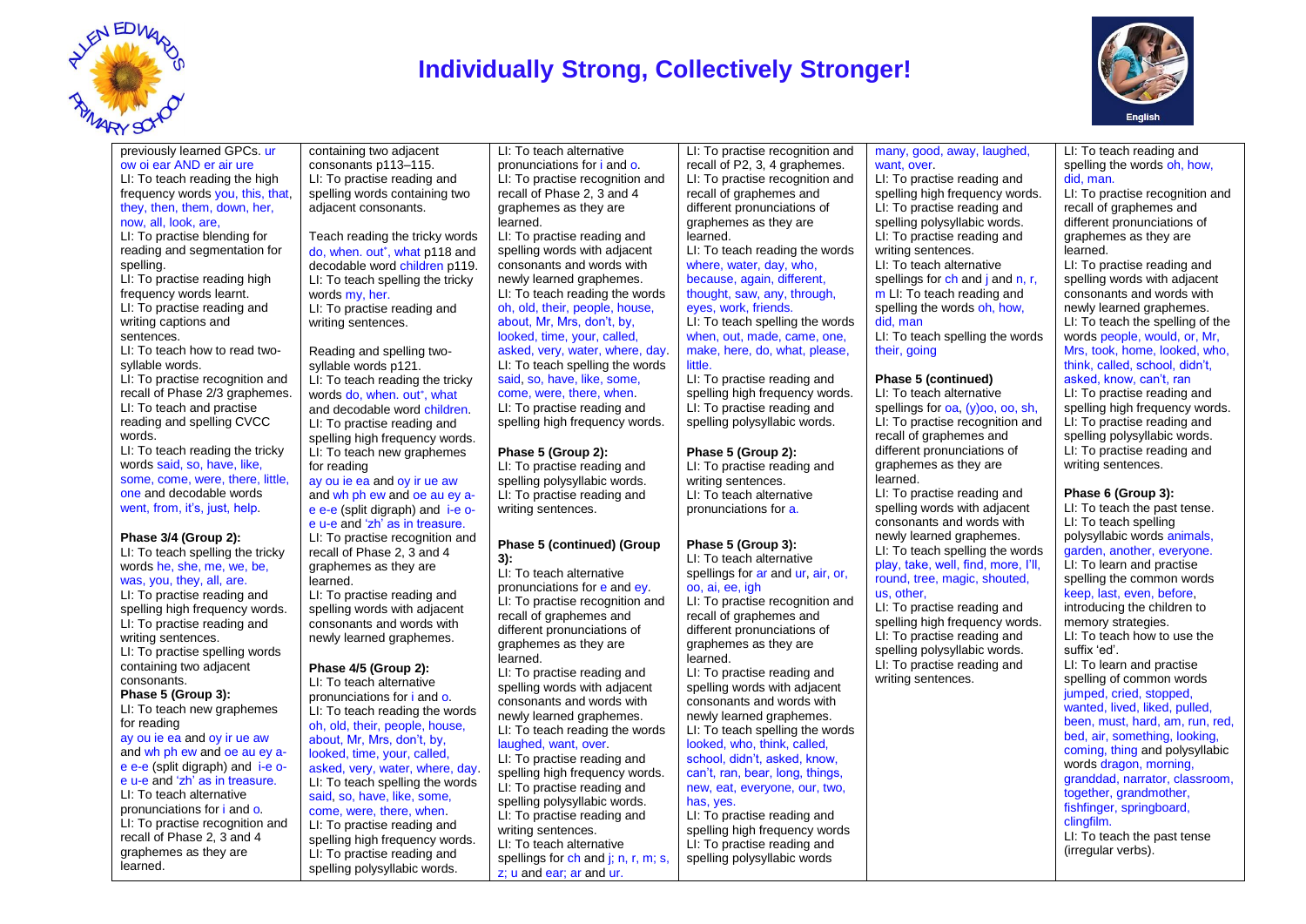# Individually Strong, Collectively Stronger!

English

previously learned GPCs. ur ow oi ear AND er air ure
LI: To teach reading the high frequency words you, this, that, they, then, them, down, her, now, all, look, are,
LI: To practise blending for reading and segmentation for spelling.
LI: To practise reading high frequency words learnt.
LI: To practise reading and writing captions and sentences.
LI: To teach how to read two-syllable words.
LI: To practise recognition and recall of Phase 2/3 graphemes.
LI: To teach and practise reading and spelling CVCC words.
LI: To teach reading the tricky words said, so, have, like, some, come, were, there, little, one and decodable words went, from, it's, just, help.

**Phase 3/4 (Group 2):**
LI: To teach spelling the tricky words he, she, me, we, be, was, you, they, all, are.
LI: To practise reading and spelling high frequency words.
LI: To practise reading and writing sentences.
LI: To practise spelling words containing two adjacent consonants.

**Phase 5 (Group 3):**
LI: To teach new graphemes for reading
ay ou ie ea and oy ir ue aw and wh ph ew and oe au ey a-e e-e (split digraph) and i-e o-e u-e and 'zh' as in treasure.
LI: To teach alternative pronunciations for i and o.
LI: To practise recognition and recall of Phase 2, 3 and 4 graphemes as they are learned.

containing two adjacent consonants p113–115.
LI: To practise reading and spelling words containing two adjacent consonants.

Teach reading the tricky words do, when. out*, what p118 and decodable word children p119.
LI: To teach spelling the tricky words my, her.
LI: To practise reading and writing sentences.

Reading and spelling two-syllable words p121.
LI: To teach reading the tricky words do, when. out*, what and decodable word children.
LI: To practise reading and spelling high frequency words.
LI: To teach new graphemes for reading
ay ou ie ea and oy ir ue aw and wh ph ew and oe au ey a-e e-e (split digraph) and i-e o-e u-e and 'zh' as in treasure.
LI: To practise recognition and recall of Phase 2, 3 and 4 graphemes as they are learned.
LI: To practise reading and spelling words with adjacent consonants and words with newly learned graphemes.

**Phase 4/5 (Group 2):**
LI: To teach alternative pronunciations for i and o.
LI: To teach reading the words oh, old, their, people, house, about, Mr, Mrs, don't, by, looked, time, your, called, asked, very, water, where, day.
LI: To teach spelling the words said, so, have, like, some, come, were, there, when.
LI: To practise reading and spelling high frequency words.
LI: To practise reading and spelling polysyllabic words.

LI: To teach alternative pronunciations for i and o.
LI: To practise recognition and recall of Phase 2, 3 and 4 graphemes as they are learned.
LI: To practise reading and spelling words with adjacent consonants and words with newly learned graphemes.
LI: To teach reading the words oh, old, their, people, house, about, Mr, Mrs, don't, by, looked, time, your, called, asked, very, water, where, day.
LI: To teach spelling the words said, so, have, like, some, come, were, there, when.
LI: To practise reading and spelling high frequency words.

**Phase 5 (Group 2):**
LI: To practise reading and spelling polysyllabic words.
LI: To practise reading and writing sentences.

**Phase 5 (continued) (Group 3):**
LI: To teach alternative pronunciations for e and ey.
LI: To practise recognition and recall of graphemes and different pronunciations of graphemes as they are learned.
LI: To practise reading and spelling words with adjacent consonants and words with newly learned graphemes.
LI: To teach reading the words laughed, want, over.
LI: To practise reading and spelling high frequency words.
LI: To practise reading and spelling polysyllabic words.
LI: To practise reading and writing sentences.
LI: To teach alternative spellings for ch and j; n, r, m; s, z; u and ear; ar and ur.

LI: To practise recognition and recall of P2, 3, 4 graphemes.
LI: To practise recognition and recall of graphemes and different pronunciations of graphemes as they are learned.
LI: To teach reading the words where, water, day, who, because, again, different, thought, saw, any, through, eyes, work, friends.
LI: To teach spelling the words when, out, made, came, one, make, here, do, what, please, little.
LI: To practise reading and spelling high frequency words.
LI: To practise reading and spelling polysyllabic words.

**Phase 5 (Group 2):**
LI: To practise reading and writing sentences.
LI: To teach alternative pronunciations for a.

**Phase 5 (Group 3):**
LI: To teach alternative spellings for ar and ur, air, or, oo, ai, ee, igh
LI: To practise recognition and recall of graphemes and different pronunciations of graphemes as they are learned.
LI: To practise reading and spelling words with adjacent consonants and words with newly learned graphemes.
LI: To teach spelling the words looked, who, think, called, school, didn't, asked, know, can't, ran, bear, long, things, new, eat, everyone, our, two, has, yes.
LI: To practise reading and spelling high frequency words
LI: To practise reading and spelling polysyllabic words

many, good, away, laughed, want, over.
LI: To practise reading and spelling high frequency words.
LI: To practise reading and spelling polysyllabic words.
LI: To practise reading and writing sentences.
LI: To teach alternative spellings for ch and j and n, r, m LI: To teach reading and spelling the words oh, how, did, man
LI: To teach spelling the words their, going

**Phase 5 (continued)**
LI: To teach alternative spellings for oa, (y)oo, oo, sh,
LI: To practise recognition and recall of graphemes and different pronunciations of graphemes as they are learned.
LI: To practise reading and spelling words with adjacent consonants and words with newly learned graphemes.
LI: To teach spelling the words play, take, well, find, more, I'll, round, tree, magic, shouted, us, other,
LI: To practise reading and spelling high frequency words.
LI: To practise reading and spelling polysyllabic words.
LI: To practise reading and writing sentences.

LI: To teach reading and spelling the words oh, how, did, man.
LI: To practise recognition and recall of graphemes and different pronunciations of graphemes as they are learned.
LI: To practise reading and spelling words with adjacent consonants and words with newly learned graphemes.
LI: To teach the spelling of the words people, would, or, Mr, Mrs, took, home, looked, who, think, called, school, didn't, asked, know, can't, ran
LI: To practise reading and spelling high frequency words.
LI: To practise reading and spelling polysyllabic words.
LI: To practise reading and writing sentences.

**Phase 6 (Group 3):**
LI: To teach the past tense.
LI: To teach spelling polysyllabic words animals, garden, another, everyone.
LI: To learn and practise spelling the common words keep, last, even, before, introducing the children to memory strategies.
LI: To teach how to use the suffix 'ed'.
LI: To learn and practise spelling of common words jumped, cried, stopped, wanted, lived, liked, pulled, been, must, hard, am, run, red, bed, air, something, looking, coming, thing and polysyllabic words dragon, morning, granddad, narrator, classroom, together, grandmother, fishfinger, springboard, clingfilm.
LI: To teach the past tense (irregular verbs).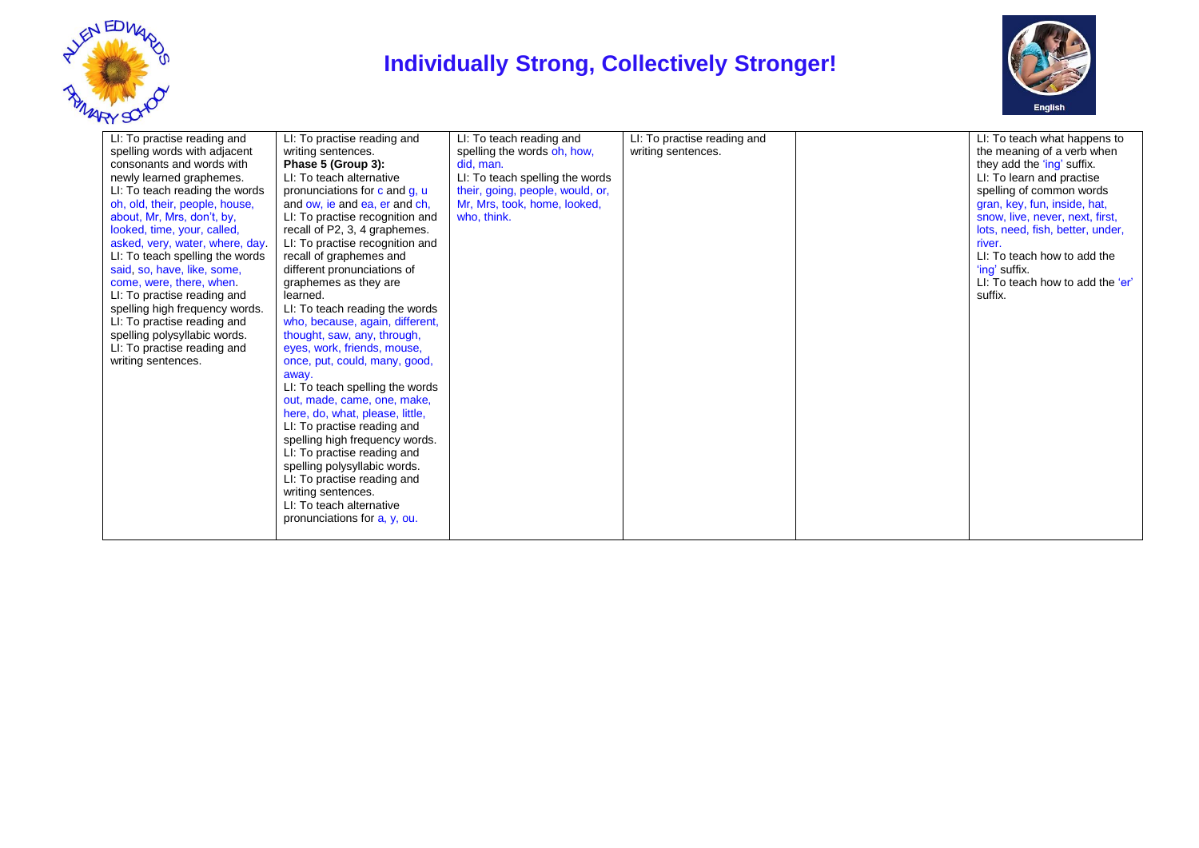# Individually Strong, Collectively Stronger!

English

| | | | | | |
|---|---|---|---|---|---|
| LI: To practise reading and spelling words with adjacent consonants and words with newly learned graphemes.<br>LI: To teach reading the words oh, old, their, people, house, about, Mr, Mrs, don't, by, looked, time, your, called, asked, very, water, where, day.<br>LI: To teach spelling the words said, so, have, like, some, come, were, there, when.<br>LI: To practise reading and spelling high frequency words.<br>LI: To practise reading and spelling polysyllabic words.<br>LI: To practise reading and writing sentences. | LI: To practise reading and writing sentences.<br>**Phase 5 (Group 3):**<br>LI: To teach alternative pronunciations for c and g, u and ow, ie and ea, er and ch,<br>LI: To practise recognition and recall of P2, 3, 4 graphemes.<br>LI: To practise recognition and recall of graphemes and different pronunciations of graphemes as they are learned.<br>LI: To teach reading the words who, because, again, different, thought, saw, any, through, eyes, work, friends, mouse, once, put, could, many, good, away.<br>LI: To teach spelling the words out, made, came, one, make, here, do, what, please, little,<br>LI: To practise reading and spelling high frequency words.<br>LI: To practise reading and spelling polysyllabic words.<br>LI: To practise reading and writing sentences.<br>LI: To teach alternative pronunciations for a, y, ou. | LI: To teach reading and spelling the words oh, how, did, man.<br>LI: To teach spelling the words their, going, people, would, or, Mr, Mrs, took, home, looked, who, think. | LI: To practise reading and writing sentences. | | LI: To teach what happens to the meaning of a verb when they add the 'ing' suffix.<br>LI: To learn and practise spelling of common words gran, key, fun, inside, hat, snow, live, never, next, first, lots, need, fish, better, under, river.<br>LI: To teach how to add the 'ing' suffix.<br>LI: To teach how to add the 'er' suffix. |